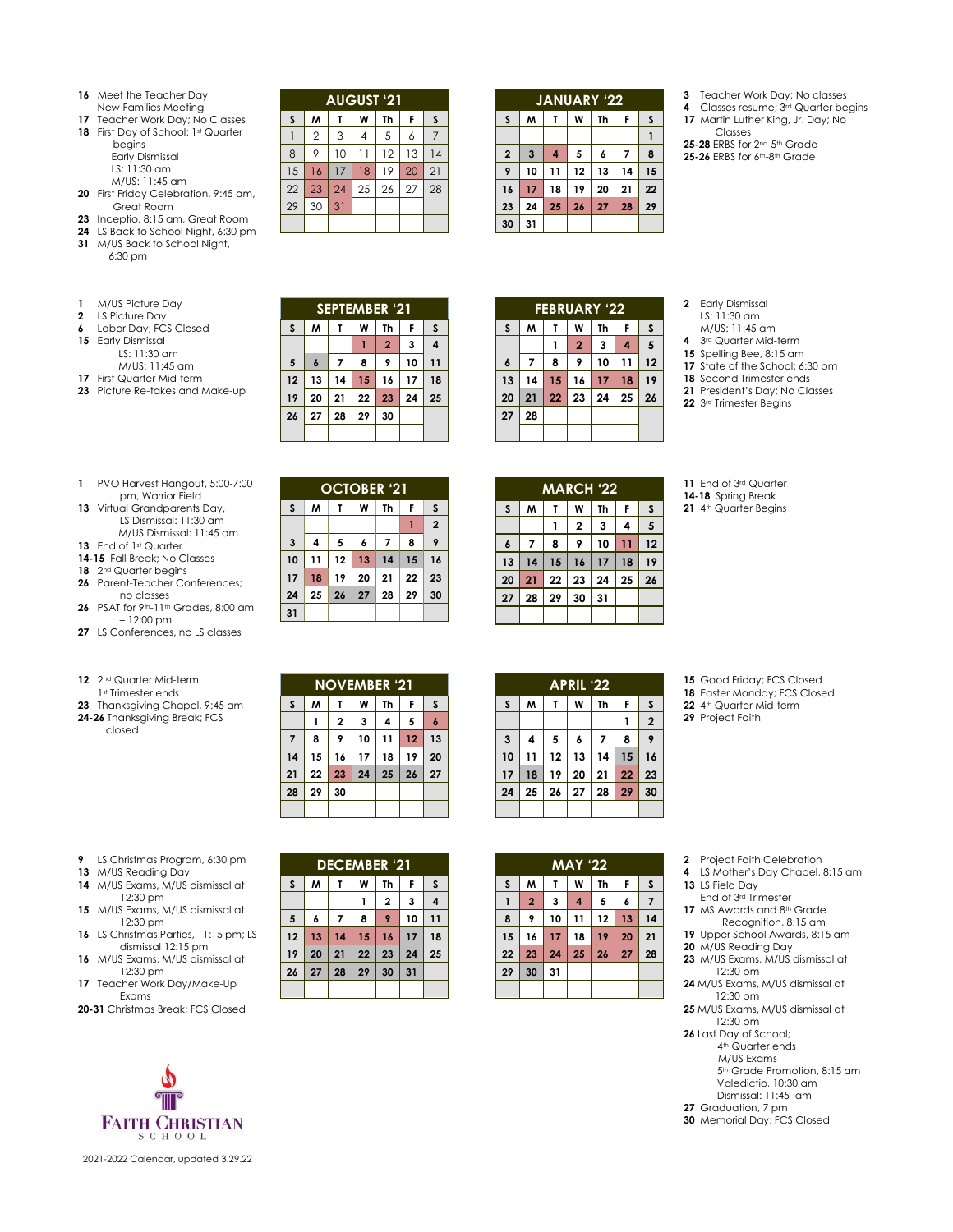# Faith Christian School

## 2021-2022 Calendar, updated 3.29.22

### August '21

- **16** Meet the Teacher Day
  New Families Meeting
- **17** Teacher Work Day; No Classes
- **18** First Day of School; 1st Quarter begins
  Early Dismissal
  LS: 11:30 am
  M/US: 11:45 am
- **20** First Friday Celebration, 9:45 am, Great Room
- **23** Inceptio, 8:15 am, Great Room
- **24** LS Back to School Night, 6:30 pm
- **31** M/US Back to School Night, 6:30 pm

| S | M | T | W | Th | F | S |
|---|---|---|---|---|---|---|
| 1 | 2 | 3 | 4 | 5 | 6 | 7 |
| 8 | 9 | 10 | 11 | 12 | 13 | 14 |
| 15 | 16 | 17 | 18 | 19 | 20 | 21 |
| 22 | 23 | 24 | 25 | 26 | 27 | 28 |
| 29 | 30 | 31 | | | | |

### September '21

- **1** M/US Picture Day
- **2** LS Picture Day
- **6** Labor Day; FCS Closed
- **15** Early Dismissal
  LS: 11:30 am
  M/US: 11:45 am
- **17** First Quarter Mid-term
- **23** Picture Re-takes and Make-up

| S | M | T | W | Th | F | S |
|---|---|---|---|---|---|---|
| | | | 1 | 2 | 3 | 4 |
| 5 | 6 | 7 | 8 | 9 | 10 | 11 |
| 12 | 13 | 14 | 15 | 16 | 17 | 18 |
| 19 | 20 | 21 | 22 | 23 | 24 | 25 |
| 26 | 27 | 28 | 29 | 30 | | |

### October '21

- **1** PVO Harvest Hangout, 5:00-7:00 pm, Warrior Field
- **13** Virtual Grandparents Day,
  LS Dismissal: 11:30 am
  M/US Dismissal: 11:45 am
- **13** End of 1st Quarter
- **14-15** Fall Break; No Classes
- **18** 2nd Quarter begins
- **26** Parent-Teacher Conferences; no classes
- **26** PSAT for 9th-11th Grades, 8:00 am – 12:00 pm
- **27** LS Conferences, no LS classes

| S | M | T | W | Th | F | S |
|---|---|---|---|---|---|---|
| | | | | | 1 | 2 |
| 3 | 4 | 5 | 6 | 7 | 8 | 9 |
| 10 | 11 | 12 | 13 | 14 | 15 | 16 |
| 17 | 18 | 19 | 20 | 21 | 22 | 23 |
| 24 | 25 | 26 | 27 | 28 | 29 | 30 |
| 31 | | | | | | |

### November '21

- **12** 2nd Quarter Mid-term
  1st Trimester ends
- **23** Thanksgiving Chapel, 9:45 am
- **24-26** Thanksgiving Break; FCS closed

| S | M | T | W | Th | F | S |
|---|---|---|---|---|---|---|
| | 1 | 2 | 3 | 4 | 5 | 6 |
| 7 | 8 | 9 | 10 | 11 | 12 | 13 |
| 14 | 15 | 16 | 17 | 18 | 19 | 20 |
| 21 | 22 | 23 | 24 | 25 | 26 | 27 |
| 28 | 29 | 30 | | | | |

### December '21

- **9** LS Christmas Program, 6:30 pm
- **13** M/US Reading Day
- **14** M/US Exams, M/US dismissal at 12:30 pm
- **15** M/US Exams, M/US dismissal at 12:30 pm
- **16** LS Christmas Parties, 11:15 pm; LS dismissal 12:15 pm
- **16** M/US Exams, M/US dismissal at 12:30 pm
- **17** Teacher Work Day/Make-Up Exams
- **20-31** Christmas Break; FCS Closed

| S | M | T | W | Th | F | S |
|---|---|---|---|---|---|---|
| | | | 1 | 2 | 3 | 4 |
| 5 | 6 | 7 | 8 | 9 | 10 | 11 |
| 12 | 13 | 14 | 15 | 16 | 17 | 18 |
| 19 | 20 | 21 | 22 | 23 | 24 | 25 |
| 26 | 27 | 28 | 29 | 30 | 31 | |

### January '22

- **3** Teacher Work Day; No classes
- **4** Classes resume; 3rd Quarter begins
- **17** Martin Luther King, Jr. Day; No Classes
- **25-28** ERBS for 2nd-5th Grade
- **25-26** ERBS for 6th-8th Grade

| S | M | T | W | Th | F | S |
|---|---|---|---|---|---|---|
| | | | | | | 1 |
| 2 | 3 | 4 | 5 | 6 | 7 | 8 |
| 9 | 10 | 11 | 12 | 13 | 14 | 15 |
| 16 | 17 | 18 | 19 | 20 | 21 | 22 |
| 23 | 24 | 25 | 26 | 27 | 28 | 29 |
| 30 | 31 | | | | | |

### February '22

- **2** Early Dismissal
  LS: 11:30 am
  M/US: 11:45 am
- **4** 3rd Quarter Mid-term
- **15** Spelling Bee, 8:15 am
- **17** State of the School; 6:30 pm
- **18** Second Trimester ends
- **21** President's Day; No Classes
- **22** 3rd Trimester Begins

| S | M | T | W | Th | F | S |
|---|---|---|---|---|---|---|
| | | 1 | 2 | 3 | 4 | 5 |
| 6 | 7 | 8 | 9 | 10 | 11 | 12 |
| 13 | 14 | 15 | 16 | 17 | 18 | 19 |
| 20 | 21 | 22 | 23 | 24 | 25 | 26 |
| 27 | 28 | | | | | |

### March '22

- **11** End of 3rd Quarter
- **14-18** Spring Break
- **21** 4th Quarter Begins

| S | M | T | W | Th | F | S |
|---|---|---|---|---|---|---|
| | | 1 | 2 | 3 | 4 | 5 |
| 6 | 7 | 8 | 9 | 10 | 11 | 12 |
| 13 | 14 | 15 | 16 | 17 | 18 | 19 |
| 20 | 21 | 22 | 23 | 24 | 25 | 26 |
| 27 | 28 | 29 | 30 | 31 | | |

### April '22

- **15** Good Friday; FCS Closed
- **18** Easter Monday; FCS Closed
- **22** 4th Quarter Mid-term
- **29** Project Faith

| S | M | T | W | Th | F | S |
|---|---|---|---|---|---|---|
| | | | | | 1 | 2 |
| 3 | 4 | 5 | 6 | 7 | 8 | 9 |
| 10 | 11 | 12 | 13 | 14 | 15 | 16 |
| 17 | 18 | 19 | 20 | 21 | 22 | 23 |
| 24 | 25 | 26 | 27 | 28 | 29 | 30 |

### May '22

- **2** Project Faith Celebration
- **4** LS Mother's Day Chapel, 8:15 am
- **13** LS Field Day
  End of 3rd Trimester
- **17** MS Awards and 8th Grade Recognition, 8:15 am
- **19** Upper School Awards, 8:15 am
- **20** M/US Reading Day
- **23** M/US Exams, M/US dismissal at 12:30 pm
- **24** M/US Exams, M/US dismissal at 12:30 pm
- **25** M/US Exams, M/US dismissal at 12:30 pm
- **26** Last Day of School;
  4th Quarter ends
  M/US Exams
  5th Grade Promotion, 8:15 am
  Valedictio, 10:30 am
  Dismissal: 11:45 am
- **27** Graduation, 7 pm
- **30** Memorial Day; FCS Closed

| S | M | T | W | Th | F | S |
|---|---|---|---|---|---|---|
| 1 | 2 | 3 | 4 | 5 | 6 | 7 |
| 8 | 9 | 10 | 11 | 12 | 13 | 14 |
| 15 | 16 | 17 | 18 | 19 | 20 | 21 |
| 22 | 23 | 24 | 25 | 26 | 27 | 28 |
| 29 | 30 | 31 | | | | |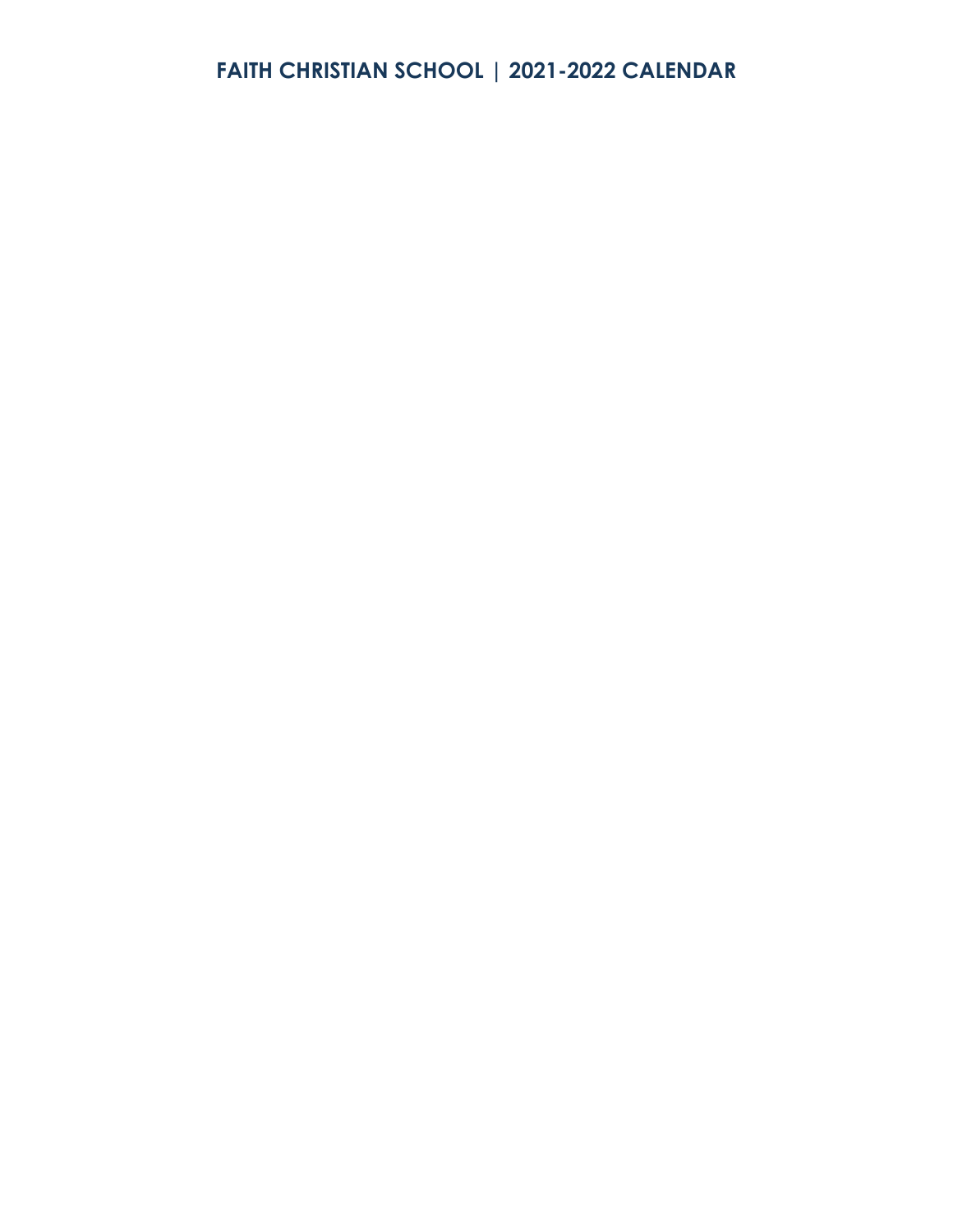# FAITH CHRISTIAN SCHOOL | 2021-2022 CALENDAR